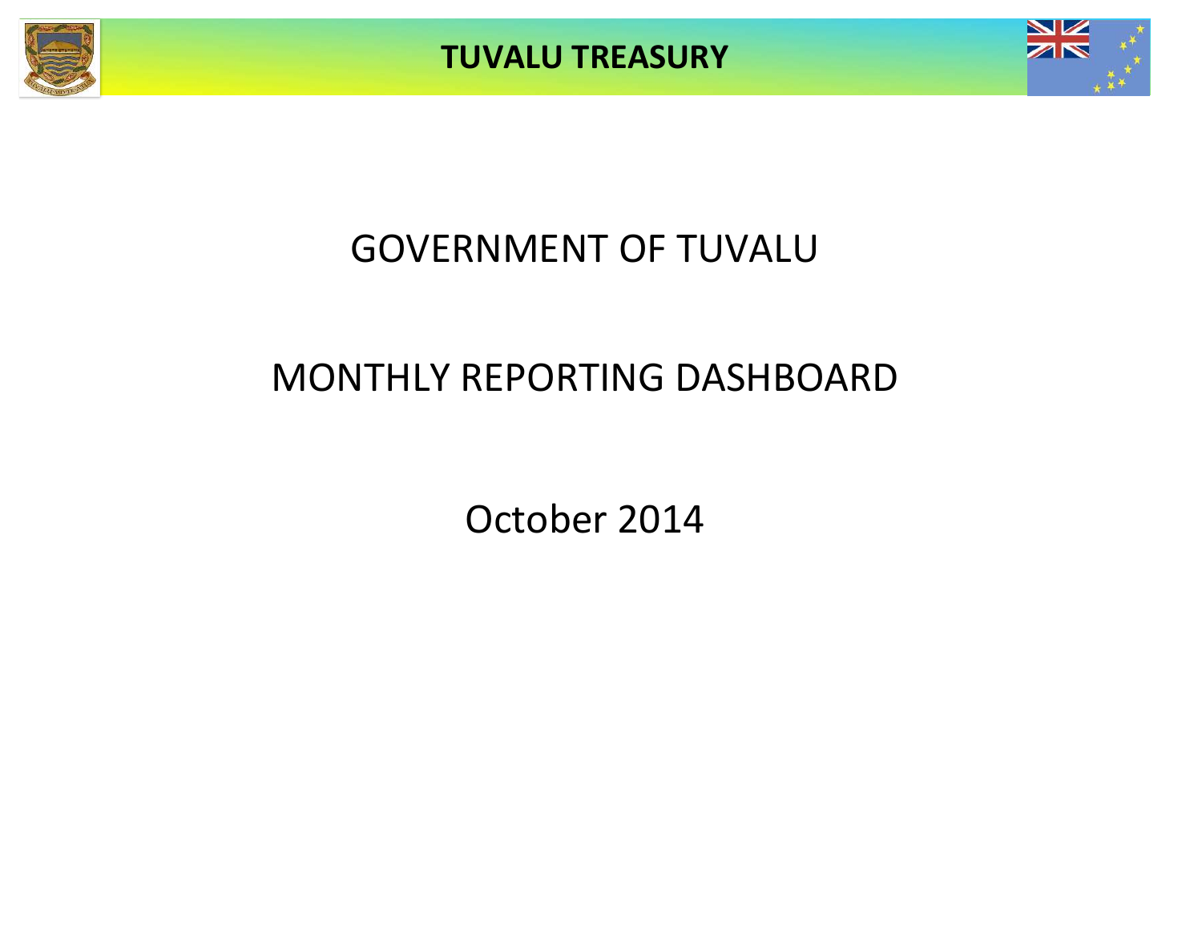**TUVALU TREASURY**

# GOVERNMENT OF TUVALU

# MONTHLY REPORTING DASHBOARD

## October 2014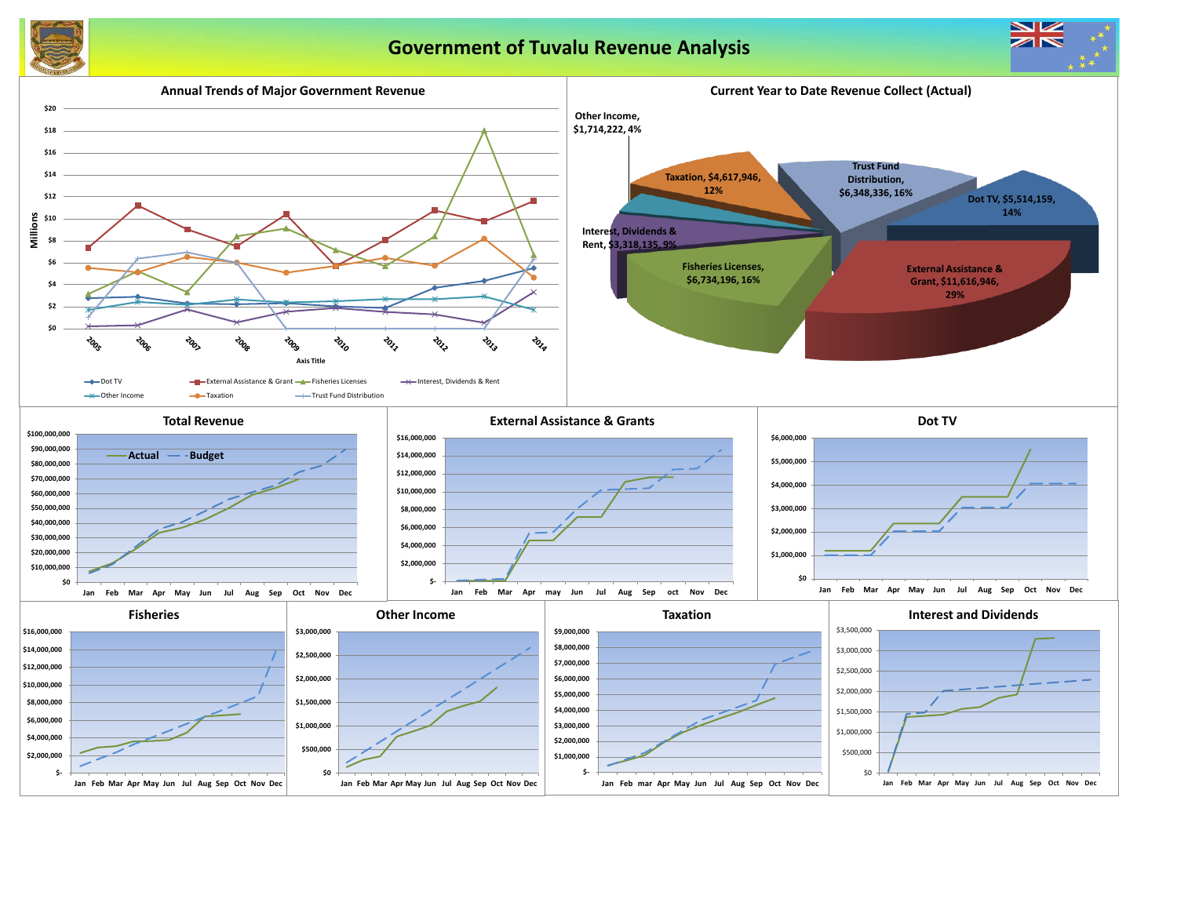# Government of Tuvalu Revenue Analysis

## Annual Trends of Major Government Revenue

## Current Year to Date Revenue Collect (Actual)

| Revenue Source | Amount | Share |
|---|---|---|
| Other Income | $1,714,222 | 4% |
| Taxation | $4,617,946 | 12% |
| Trust Fund Distribution | $6,348,336 | 16% |
| Dot TV | $5,514,159 | 14% |
| Interest, Dividends & Rent | $3,318,135 | 9% |
| Fisheries Licenses | $6,734,196 | 16% |
| External Assistance & Grant | $11,616,946 | 29% |

## Total Revenue

## External Assistance & Grants

## Dot TV

## Fisheries

## Other Income

## Taxation

## Interest and Dividends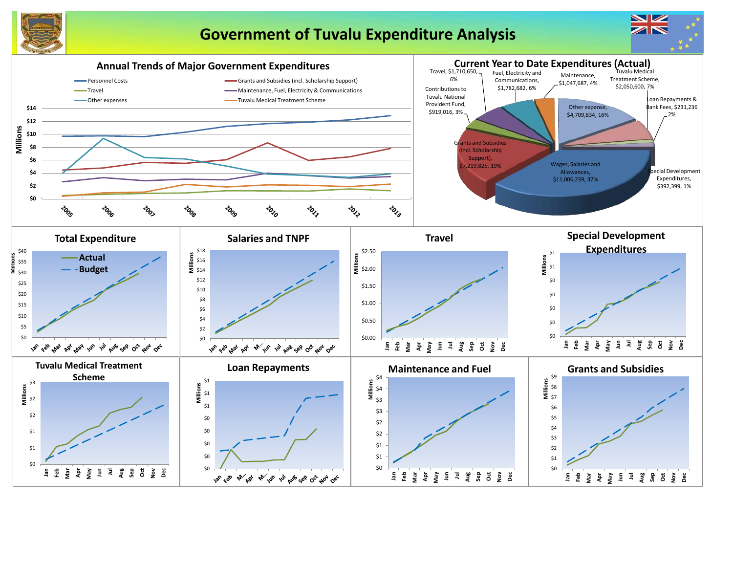# Government of Tuvalu Expenditure Analysis

## Annual Trends of Major Government Expenditures

Legend: Personnel Costs; Grants and Subsidies (incl. Scholarship Support); Travel; Maintenance, Fuel, Electricity & Communications; Other expenses; Tuvalu Medical Treatment Scheme

Millions: $0 – $14

Years: 2005, 2006, 2007, 2008, 2009, 2010, 2011, 2012, 2013

## Current Year to Date Expenditures (Actual)

| Category | Amount | Share |
|---|---|---|
| Wages, Salaries and Allowances | $11,006,239 | 37% |
| Grants and Subsidies (incl. Scholarship Support) | $7,219,825 | 19% |
| Other expense | $4,709,834 | 16% |
| Tuvalu Medical Treatment Scheme | $2,050,600 | 7% |
| Fuel, Electricity and Communications | $1,782,682 | 6% |
| Travel | $1,710,650 | 6% |
| Maintenance | $1,047,687 | 4% |
| Contributions to Tuvalu National Provident Fund | $919,016 | 3% |
| Loan Repayments & Bank Fees | $231,236 | 2% |
| Special Development Expenditures | $392,399 | 1% |

## Total Expenditure

Legend: Actual; Budget (Millions, $0 – $40; Jan – Dec)

## Salaries and TNPF

(Millions, $0 – $18; Jan – Dec)

## Travel

(Millions, $0.00 – $2.50; Jan – Dec)

## Special Development Expenditures

(Millions, $0 – $1; Jan – Dec)

## Tuvalu Medical Treatment Scheme

(Millions, $0 – $3; Jan – Dec)

## Loan Repayments

(Millions, $0 – $1; Jan – Dec)

## Maintenance and Fuel

(Millions, $0 – $4; Jan – Dec)

## Grants and Subsidies

(Millions, $0 – $9; Jan – Dec)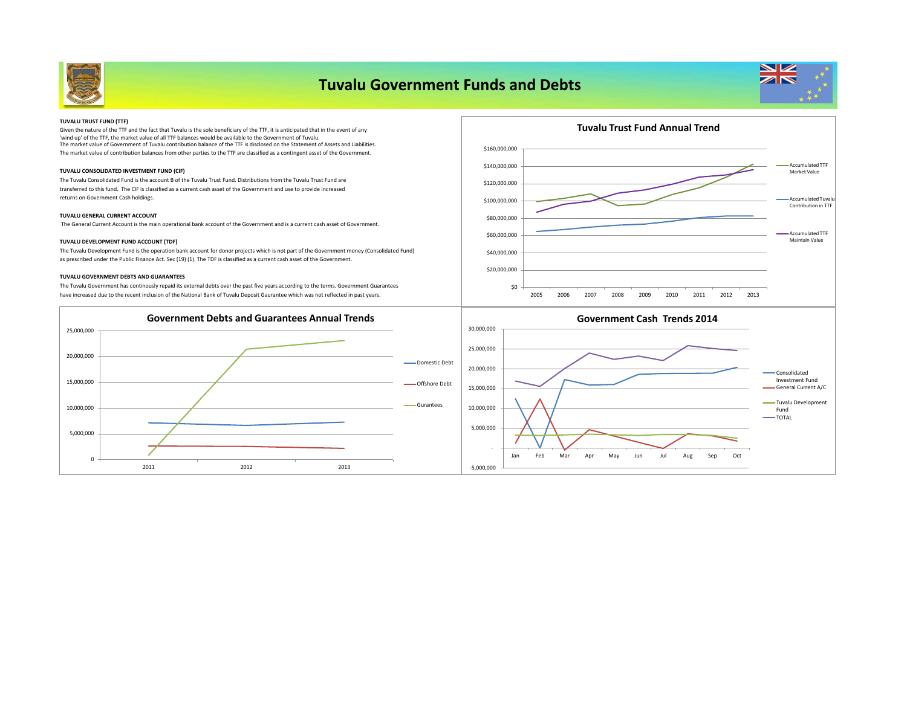# Tuvalu Government Funds and Debts

**TUVALU TRUST FUND (TTF)**

Given the nature of the TTF and the fact that Tuvalu is the sole beneficiary of the TTF, it is anticipated that in the event of any 'wind up' of the TTF, the market value of all TTF balances would be available to the Government of Tuvalu.
The market value of Government of Tuvalu contribution balance of the TTF is disclosed on the Statement of Assets and Liabilities.
The market value of contribution balances from other parties to the TTF are classified as a contingent asset of the Government.

**TUVALU CONSOLIDATED INVESTMENT FUND (CIF)**

The Tuvalu Consolidated Fund is the account B of the Tuvalu Trust Fund. Distributions from the Tuvalu Trust Fund are transferred to this fund. The CIF is classified as a current cash asset of the Government and use to provide increased returns on Government Cash holdings.

**TUVALU GENERAL CURRENT ACCOUNT**

The General Current Account is the main operational bank account of the Government and is a current cash asset of Government.

**TUVALU DEVELOPMENT FUND ACCOUNT (TDF)**

The Tuvalu Development Fund is the operation bank account for donor projects which is not part of the Government money (Consolidated Fund) as prescribed under the Public Finance Act. Sec (19) (1). The TDF is classified as a current cash asset of the Government.

**TUVALU GOVERNMENT DEBTS AND GUARANTEES**

The Tuvalu Government has continously repaid its external debts over the past five years according to the terms. Government Guarantees have increased due to the recent inclusion of the National Bank of Tuvalu Deposit Gaurantee which was not reflected in past years.

**Tuvalu Trust Fund Annual Trend**

(Chart: Accumulated TTF Market Value; Accumulated Tuvalu Contribution in TTF; Accumulated TTF Maintain Value; 2005–2013)

**Government Debts and Guarantees Annual Trends**

(Chart: Domestic Debt; Offshore Debt; Gurantees; 2011–2013)

**Government Cash Trends 2014**

(Chart: Consolidated Investment Fund; General Current A/C; Tuvalu Development Fund; TOTAL; Jan–Oct)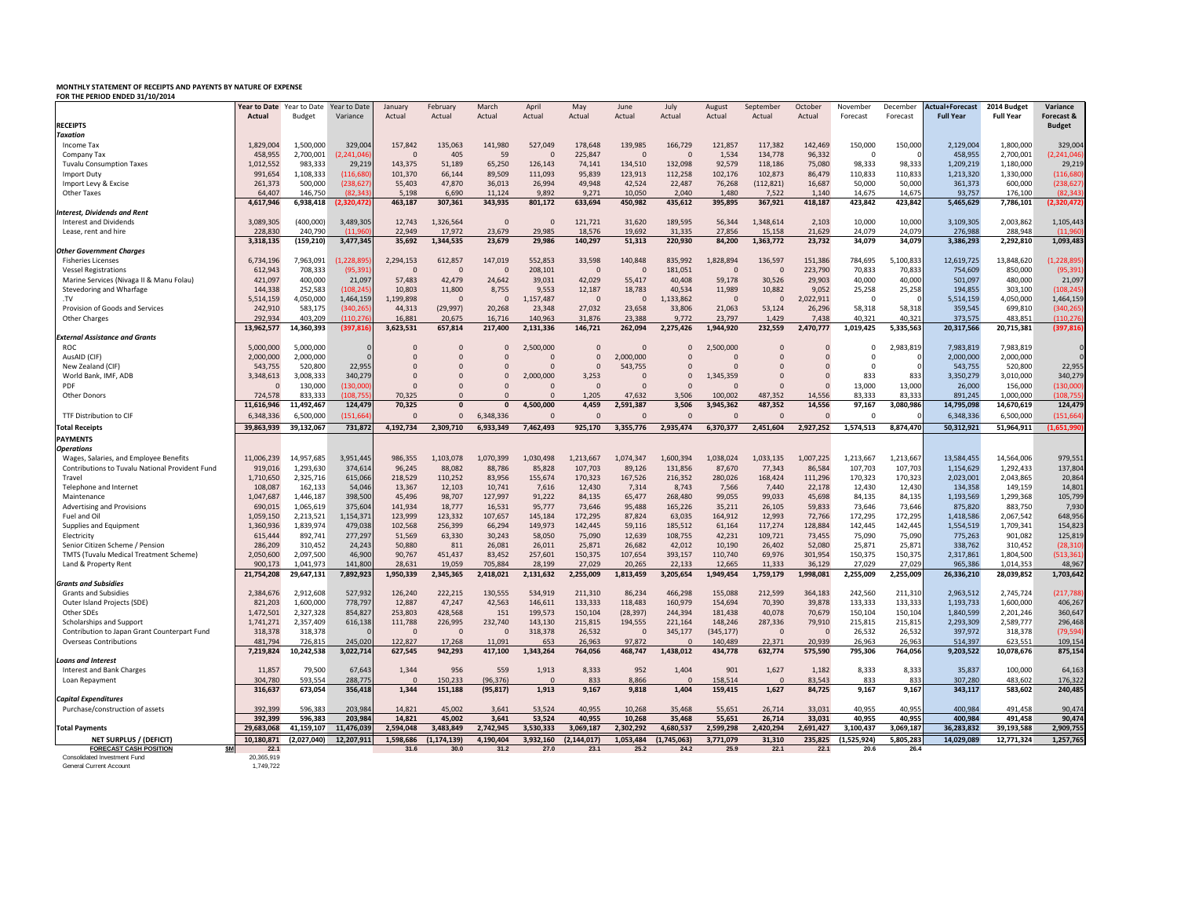**MONTHLY STATEMENT OF RECEIPTS AND PAYENTS BY NATURE OF EXPENSE**
**FOR THE PERIOD ENDED 31/10/2014**

| | Year to Date Actual | Year to Date Budget | Year to Date Variance | January Actual | February Actual | March Actual | April Actual | May Actual | June Actual | July Actual | August Actual | September Actual | October Actual | November Forecast | December Forecast | Actual+Forecast Full Year | 2014 Budget Full Year | Variance Forecast & Budget |
|---|---|---|---|---|---|---|---|---|---|---|---|---|---|---|---|---|---|---|
| **RECEIPTS** | | | | | | | | | | | | | | | | | | |
| ***Taxation*** | | | | | | | | | | | | | | | | | | |
| Income Tax | 1,829,004 | 1,500,000 | 329,004 | 157,842 | 135,063 | 141,980 | 527,049 | 178,648 | 139,985 | 166,729 | 121,857 | 117,382 | 142,469 | 150,000 | 150,000 | 2,129,004 | 1,800,000 | 329,004 |
| Company Tax | 458,955 | 2,700,001 | (2,241,046) | 0 | 405 | 59 | 0 | 225,847 | 0 | 0 | 1,534 | 134,778 | 96,332 | 0 | 0 | 458,955 | 2,700,001 | (2,241,046) |
| Tuvalu Consumption Taxes | 1,012,552 | 983,333 | 29,219 | 143,375 | 51,189 | 65,250 | 126,143 | 74,141 | 134,510 | 132,098 | 92,579 | 118,186 | 75,080 | 98,333 | 98,333 | 1,209,219 | 1,180,000 | 29,219 |
| Import Duty | 991,654 | 1,108,333 | (116,680) | 101,370 | 66,144 | 89,509 | 111,093 | 95,839 | 123,913 | 112,258 | 102,176 | 102,873 | 86,479 | 110,833 | 110,833 | 1,213,320 | 1,330,000 | (116,680) |
| Import Levy & Excise | 261,373 | 500,000 | (238,627) | 55,403 | 47,870 | 36,013 | 26,994 | 49,948 | 42,524 | 22,487 | 76,268 | (112,821) | 16,687 | 50,000 | 50,000 | 361,373 | 600,000 | (238,627) |
| Other Taxes | 64,407 | 146,750 | (82,343) | 5,198 | 6,690 | 11,124 | 9,892 | 9,271 | 10,050 | 2,040 | 1,480 | 7,522 | 1,140 | 14,675 | 14,675 | 93,757 | 176,100 | (82,343) |
| | **4,617,946** | **6,938,418** | **(2,320,472)** | **463,187** | **307,361** | **343,935** | **801,172** | **633,694** | **450,982** | **435,612** | **395,895** | **367,921** | **418,187** | **423,842** | **423,842** | **5,465,629** | **7,786,101** | **(2,320,472)** |
| ***Interest, Dividends and Rent*** | | | | | | | | | | | | | | | | | | |
| Interest and Dividends | 3,089,305 | (400,000) | 3,489,305 | 12,743 | 1,326,564 | 0 | 0 | 121,721 | 31,620 | 189,595 | 56,344 | 1,348,614 | 2,103 | 10,000 | 10,000 | 3,109,305 | 2,003,862 | 1,105,443 |
| Lease, rent and hire | 228,830 | 240,790 | (11,960) | 22,949 | 17,972 | 23,679 | 29,985 | 18,576 | 19,692 | 31,335 | 27,856 | 15,158 | 21,629 | 24,079 | 24,079 | 276,988 | 288,948 | (11,960) |
| | **3,318,135** | **(159,210)** | **3,477,345** | **35,692** | **1,344,535** | **23,679** | **29,986** | **140,297** | **51,313** | **220,930** | **84,200** | **1,363,772** | **23,732** | **34,079** | **34,079** | **3,386,293** | **2,292,810** | **1,093,483** |
| ***Other Government Charges*** | | | | | | | | | | | | | | | | | | |
| Fisheries Licenses | 6,734,196 | 7,963,091 | (1,228,895) | 2,294,153 | 612,857 | 147,019 | 552,853 | 33,598 | 140,848 | 835,992 | 1,828,894 | 136,597 | 151,386 | 784,695 | 5,100,833 | 12,619,725 | 13,848,620 | (1,228,895) |
| Vessel Registrations | 612,943 | 708,333 | (95,391) | 0 | 0 | 0 | 208,101 | 0 | 0 | 181,051 | 0 | 0 | 223,790 | 70,833 | 70,833 | 754,609 | 850,000 | (95,391) |
| Marine Services (Nivaga II & Manu Folau) | 421,097 | 400,000 | 21,097 | 57,483 | 42,479 | 24,642 | 39,031 | 42,029 | 55,417 | 40,408 | 59,178 | 30,526 | 29,903 | 40,000 | 40,000 | 501,097 | 480,000 | 21,097 |
| Stevedoring and Wharfage | 144,338 | 252,583 | (108,245) | 10,803 | 11,800 | 8,755 | 9,553 | 12,187 | 18,783 | 40,534 | 11,989 | 10,882 | 9,052 | 25,258 | 25,258 | 194,855 | 303,100 | (108,245) |
| .TV | 5,514,159 | 4,050,000 | 1,464,159 | 1,199,898 | 0 | 0 | 1,157,487 | 0 | 0 | 1,133,862 | 0 | 0 | 2,022,911 | 0 | 0 | 5,514,159 | 4,050,000 | 1,464,159 |
| Provision of Goods and Services | 242,910 | 583,175 | (340,265) | 44,313 | (29,997) | 20,268 | 23,348 | 27,032 | 23,658 | 33,806 | 21,063 | 53,124 | 26,296 | 58,318 | 58,318 | 359,545 | 699,810 | (340,265) |
| Other Charges | 292,934 | 403,209 | (110,276) | 16,881 | 20,675 | 16,716 | 140,963 | 31,876 | 23,388 | 9,772 | 23,797 | 1,429 | 7,438 | 40,321 | 40,321 | 373,575 | 483,851 | (110,276) |
| | **13,962,577** | **14,360,393** | **(397,816)** | **3,623,531** | **657,814** | **217,400** | **2,131,336** | **146,721** | **262,094** | **2,275,426** | **1,944,920** | **232,559** | **2,470,777** | **1,019,425** | **5,335,563** | **20,317,566** | **20,715,381** | **(397,816)** |
| ***External Assistance and Grants*** | | | | | | | | | | | | | | | | | | |
| ROC | 5,000,000 | 5,000,000 | 0 | 0 | 0 | 0 | 2,500,000 | 0 | 0 | 0 | 2,500,000 | 0 | 0 | 0 | 2,983,819 | 7,983,819 | 7,983,819 | 0 |
| AusAID (CIF) | 2,000,000 | 2,000,000 | 0 | 0 | 0 | 0 | 0 | 0 | 2,000,000 | 0 | 0 | 0 | 0 | 0 | 0 | 2,000,000 | 2,000,000 | 0 |
| New Zealand (CIF) | 543,755 | 520,800 | 22,955 | 0 | 0 | 0 | 0 | 0 | 543,755 | 0 | 0 | 0 | 0 | 0 | 0 | 543,755 | 520,800 | 22,955 |
| World Bank, IMF, ADB | 3,348,613 | 3,008,333 | 340,279 | 0 | 0 | 0 | 2,000,000 | 3,253 | 0 | 0 | 1,345,359 | 0 | 0 | 833 | 833 | 3,350,279 | 3,010,000 | 340,279 |
| PDF | 0 | 130,000 | (130,000) | 0 | 0 | 0 | 0 | 0 | 0 | 0 | 0 | 0 | 0 | 13,000 | 13,000 | 26,000 | 156,000 | (130,000) |
| Other Donors | 724,578 | 833,333 | (108,755) | 70,325 | 0 | 0 | 0 | 1,205 | 47,632 | 3,506 | 100,002 | 487,352 | 14,556 | 83,333 | 83,333 | 891,245 | 1,000,000 | (108,755) |
| | **11,616,946** | **11,492,467** | **124,479** | **70,325** | **0** | **0** | **4,500,000** | **4,459** | **2,591,387** | **3,506** | **3,945,362** | **487,352** | **14,556** | **97,167** | **3,080,986** | **14,795,098** | **14,670,619** | **124,479** |
| TTF Distribution to CIF | 6,348,336 | 6,500,000 | (151,664) | 0 | 0 | 6,348,336 | 0 | 0 | 0 | 0 | 0 | 0 | 0 | 0 | 0 | 6,348,336 | 6,500,000 | (151,664) |
| **Total Receipts** | **39,863,939** | **39,132,067** | **731,872** | **4,192,734** | **2,309,710** | **6,933,349** | **7,462,493** | **925,170** | **3,355,776** | **2,935,474** | **6,370,377** | **2,451,604** | **2,927,252** | **1,574,513** | **8,874,470** | **50,312,921** | **51,964,911** | **(1,651,990)** |
| **PAYMENTS** | | | | | | | | | | | | | | | | | | |
| ***Operations*** | | | | | | | | | | | | | | | | | | |
| Wages, Salaries, and Employee Benefits | 11,006,239 | 14,957,685 | 3,951,445 | 986,355 | 1,103,078 | 1,070,399 | 1,030,498 | 1,213,667 | 1,074,347 | 1,600,394 | 1,038,024 | 1,033,135 | 1,007,225 | 1,213,667 | 1,213,667 | 13,584,455 | 14,564,006 | 979,551 |
| Contributions to Tuvalu National Provident Fund | 919,016 | 1,293,630 | 374,614 | 96,245 | 88,082 | 88,786 | 85,828 | 107,703 | 89,126 | 131,856 | 87,670 | 77,343 | 86,584 | 107,703 | 107,703 | 1,154,629 | 1,292,433 | 137,804 |
| Travel | 1,710,650 | 2,325,716 | 615,066 | 218,529 | 110,252 | 83,956 | 155,674 | 170,323 | 167,526 | 216,352 | 280,026 | 168,424 | 111,296 | 170,323 | 170,323 | 2,023,001 | 2,043,865 | 20,864 |
| Telephone and Internet | 108,087 | 162,133 | 54,046 | 13,367 | 12,103 | 10,741 | 7,616 | 12,430 | 7,314 | 8,743 | 7,566 | 7,440 | 22,178 | 12,430 | 12,430 | 134,358 | 149,159 | 14,801 |
| Maintenance | 1,047,687 | 1,446,187 | 398,500 | 45,496 | 98,707 | 127,997 | 91,222 | 84,135 | 65,477 | 268,480 | 99,055 | 99,033 | 45,698 | 84,135 | 84,135 | 1,193,569 | 1,299,368 | 105,799 |
| Advertising and Provisions | 690,015 | 1,065,619 | 375,604 | 141,934 | 18,777 | 16,531 | 95,777 | 73,646 | 95,488 | 165,226 | 35,211 | 26,105 | 59,833 | 73,646 | 73,646 | 875,820 | 883,750 | 7,930 |
| Fuel and Oil | 1,059,150 | 2,213,521 | 1,154,371 | 123,999 | 123,332 | 107,657 | 145,184 | 172,295 | 87,824 | 63,035 | 164,912 | 12,993 | 72,766 | 172,295 | 172,295 | 1,418,586 | 2,067,542 | 648,956 |
| Supplies and Equipment | 1,360,936 | 1,839,974 | 479,038 | 102,568 | 256,399 | 66,294 | 149,973 | 142,445 | 59,116 | 185,512 | 61,164 | 117,274 | 128,884 | 142,445 | 142,445 | 1,554,519 | 1,709,341 | 154,823 |
| Electricity | 615,444 | 892,741 | 277,297 | 51,569 | 63,330 | 30,243 | 58,050 | 75,090 | 12,639 | 108,755 | 42,231 | 109,721 | 73,455 | 75,090 | 75,090 | 775,263 | 901,082 | 125,819 |
| Senior Citizen Scheme / Pension | 286,209 | 310,452 | 24,243 | 50,880 | 811 | 26,081 | 26,011 | 25,871 | 26,682 | 42,012 | 10,190 | 26,402 | 52,080 | 25,871 | 25,871 | 338,762 | 310,452 | (28,310) |
| TMTS (Tuvalu Medical Treatment Scheme) | 2,050,600 | 2,097,500 | 46,900 | 90,767 | 451,437 | 83,452 | 257,601 | 150,375 | 107,654 | 393,157 | 110,740 | 69,976 | 301,954 | 150,375 | 150,375 | 2,317,861 | 1,804,500 | (513,361) |
| Land & Property Rent | 900,173 | 1,041,973 | 141,800 | 28,631 | 19,059 | 705,884 | 28,199 | 27,029 | 20,265 | 22,133 | 12,665 | 11,333 | 36,129 | 27,029 | 27,029 | 965,386 | 1,014,353 | 48,967 |
| | **21,754,208** | **29,647,131** | **7,892,923** | **1,950,339** | **2,345,365** | **2,418,021** | **2,131,632** | **2,255,009** | **1,813,459** | **3,205,654** | **1,949,454** | **1,759,179** | **1,998,081** | **2,255,009** | **2,255,009** | **26,336,210** | **28,039,852** | **1,703,642** |
| ***Grants and Subsidies*** | | | | | | | | | | | | | | | | | | |
| Grants and Subsidies | 2,384,676 | 2,912,608 | 527,932 | 126,240 | 222,215 | 130,555 | 534,919 | 211,310 | 86,234 | 466,298 | 155,088 | 212,599 | 364,183 | 242,560 | 211,310 | 2,963,512 | 2,745,724 | (217,788) |
| Outer Island Projects (SDE) | 821,203 | 1,600,000 | 778,797 | 12,887 | 47,247 | 42,563 | 146,611 | 133,333 | 118,483 | 160,979 | 154,694 | 70,390 | 39,878 | 133,333 | 133,333 | 1,193,733 | 1,600,000 | 406,267 |
| Other SDEs | 1,472,501 | 2,327,328 | 854,827 | 253,803 | 428,568 | 151 | 199,573 | 150,104 | (28,397) | 244,394 | 181,438 | 40,078 | 70,679 | 150,104 | 150,104 | 1,840,599 | 2,201,246 | 360,647 |
| Scholarships and Support | 1,741,271 | 2,357,409 | 616,138 | 111,788 | 226,995 | 232,740 | 143,130 | 215,815 | 194,555 | 221,164 | 148,246 | 287,336 | 79,910 | 215,815 | 215,815 | 2,293,309 | 2,589,777 | 296,468 |
| Contribution to Japan Grant Counterpart Fund | 318,378 | 318,378 | 0 | 0 | 0 | 0 | 318,378 | 26,532 | 0 | 345,177 | (345,177) | 0 | 0 | 26,532 | 26,532 | 397,972 | 318,378 | (79,594) |
| Overseas Contributions | 481,794 | 726,815 | 245,020 | 122,827 | 17,268 | 11,091 | 653 | 26,963 | 97,872 | 0 | 140,489 | 22,371 | 20,939 | 26,963 | 26,963 | 514,397 | 623,551 | 109,154 |
| | **7,219,824** | **10,242,538** | **3,022,714** | **627,545** | **942,293** | **417,100** | **1,343,264** | **764,056** | **468,747** | **1,438,012** | **434,778** | **632,774** | **575,590** | **795,306** | **764,056** | **9,203,522** | **10,078,676** | **875,154** |
| ***Loans and Interest*** | | | | | | | | | | | | | | | | | | |
| Interest and Bank Charges | 11,857 | 79,500 | 67,643 | 1,344 | 956 | 559 | 1,913 | 8,333 | 952 | 1,404 | 901 | 1,627 | 1,182 | 8,333 | 8,333 | 35,837 | 100,000 | 64,163 |
| Loan Repayment | 304,780 | 593,554 | 288,775 | 0 | 150,233 | (96,376) | 0 | 833 | 8,866 | 0 | 158,514 | 0 | 83,543 | 833 | 833 | 307,280 | 483,602 | 176,322 |
| | **316,637** | **673,054** | **356,418** | **1,344** | **151,188** | **(95,817)** | **1,913** | **9,167** | **9,818** | **1,404** | **159,415** | **1,627** | **84,725** | **9,167** | **9,167** | **343,117** | **583,602** | **240,485** |
| ***Capital Expenditures*** | | | | | | | | | | | | | | | | | | |
| Purchase/construction of assets | 392,399 | 596,383 | 203,984 | 14,821 | 45,002 | 3,641 | 53,524 | 40,955 | 10,268 | 35,468 | 55,651 | 26,714 | 33,031 | 40,955 | 40,955 | 400,984 | 491,458 | 90,474 |
| | **392,399** | **596,383** | **203,984** | **14,821** | **45,002** | **3,641** | **53,524** | **40,955** | **10,268** | **35,468** | **55,651** | **26,714** | **33,031** | **40,955** | **40,955** | **400,984** | **491,458** | **90,474** |
| **Total Payments** | **29,683,068** | **41,159,107** | **11,476,039** | **2,594,048** | **3,483,849** | **2,742,945** | **3,530,333** | **3,069,187** | **2,302,292** | **4,680,537** | **2,599,298** | **2,420,294** | **2,691,427** | **3,100,437** | **3,069,187** | **36,283,832** | **39,193,588** | **2,909,755** |
| **NET SURPLUS / (DEFICIT)** | **10,180,871** | **(2,027,040)** | **12,207,911** | **1,598,686** | **(1,174,139)** | **4,190,404** | **3,932,160** | **(2,144,017)** | **1,053,484** | **(1,745,063)** | **3,771,079** | **31,310** | **235,825** | **(1,525,924)** | **5,805,283** | **14,029,089** | **12,771,324** | **1,257,765** |
| **FORECAST CASH POSITION** $M | **22.1** | | | **31.6** | **30.0** | **31.2** | **27.0** | **23.1** | **25.2** | **24.2** | **25.9** | **22.1** | **22.1** | **20.6** | **26.4** | | | |
| Consolidated Investment Fund | 20,365,919 | | | | | | | | | | | | | | | | | |
| General Current Account | 1,749,722 | | | | | | | | | | | | | | | | | |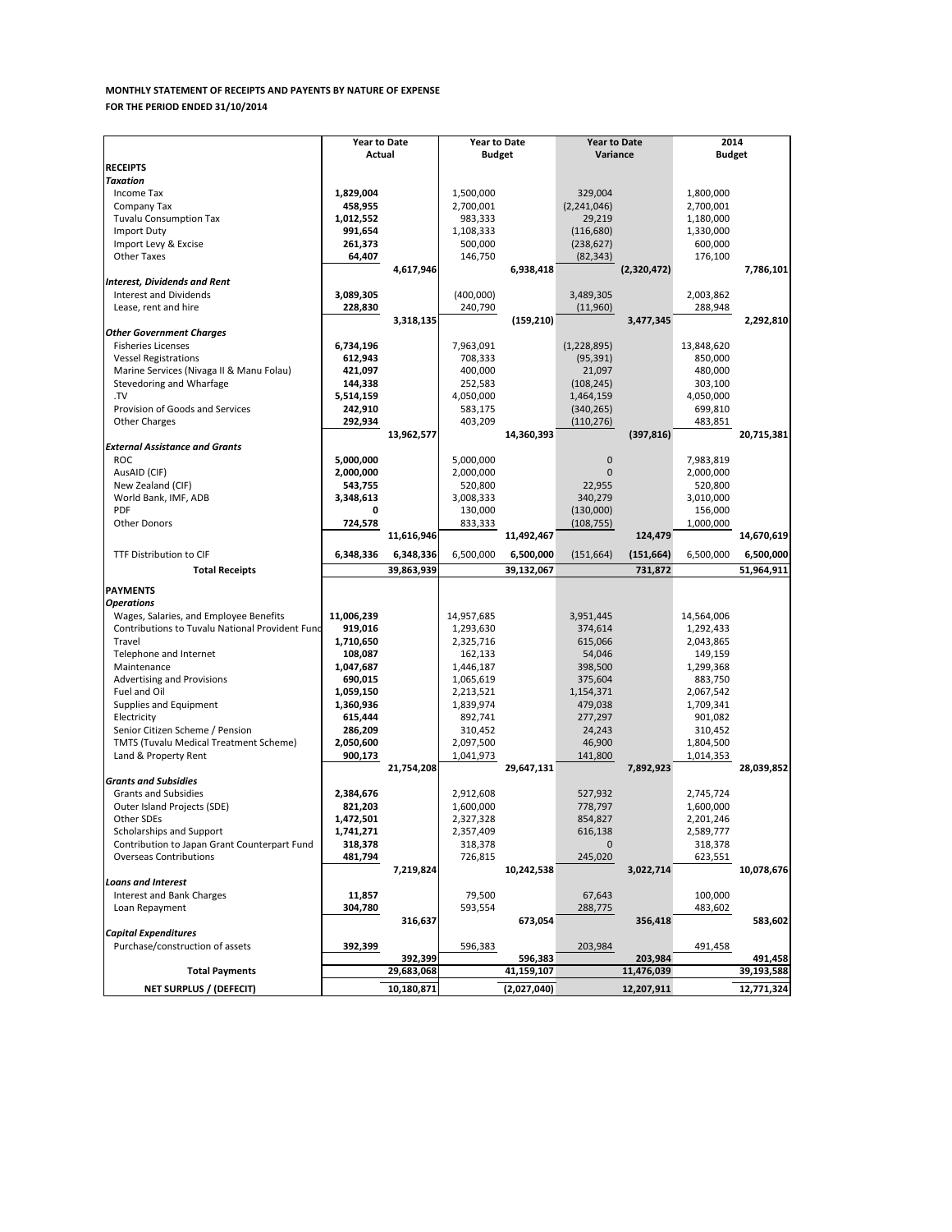**MONTHLY STATEMENT OF RECEIPTS AND PAYENTS BY NATURE OF EXPENSE**

**FOR THE PERIOD ENDED 31/10/2014**

| | Year to Date Actual | | Year to Date Budget | | Year to Date Variance | | 2014 Budget | |
|---|---|---|---|---|---|---|---|---|
| **RECEIPTS** | | | | | | | | |
| ***Taxation*** | | | | | | | | |
| Income Tax | **1,829,004** | | 1,500,000 | | 329,004 | | 1,800,000 | |
| Company Tax | **458,955** | | 2,700,001 | | (2,241,046) | | 2,700,001 | |
| Tuvalu Consumption Tax | **1,012,552** | | 983,333 | | 29,219 | | 1,180,000 | |
| Import Duty | **991,654** | | 1,108,333 | | (116,680) | | 1,330,000 | |
| Import Levy & Excise | **261,373** | | 500,000 | | (238,627) | | 600,000 | |
| Other Taxes | **64,407** | | 146,750 | | (82,343) | | 176,100 | |
| | | **4,617,946** | | **6,938,418** | | **(2,320,472)** | | **7,786,101** |
| ***Interest, Dividends and Rent*** | | | | | | | | |
| Interest and Dividends | **3,089,305** | | (400,000) | | 3,489,305 | | 2,003,862 | |
| Lease, rent and hire | **228,830** | | 240,790 | | (11,960) | | 288,948 | |
| | | **3,318,135** | | **(159,210)** | | **3,477,345** | | **2,292,810** |
| ***Other Government Charges*** | | | | | | | | |
| Fisheries Licenses | **6,734,196** | | 7,963,091 | | (1,228,895) | | 13,848,620 | |
| Vessel Registrations | **612,943** | | 708,333 | | (95,391) | | 850,000 | |
| Marine Services (Nivaga II & Manu Folau) | **421,097** | | 400,000 | | 21,097 | | 480,000 | |
| Stevedoring and Wharfage | **144,338** | | 252,583 | | (108,245) | | 303,100 | |
| .TV | **5,514,159** | | 4,050,000 | | 1,464,159 | | 4,050,000 | |
| Provision of Goods and Services | **242,910** | | 583,175 | | (340,265) | | 699,810 | |
| Other Charges | **292,934** | | 403,209 | | (110,276) | | 483,851 | |
| | | **13,962,577** | | **14,360,393** | | **(397,816)** | | **20,715,381** |
| ***External Assistance and Grants*** | | | | | | | | |
| ROC | **5,000,000** | | 5,000,000 | | 0 | | 7,983,819 | |
| AusAID (CIF) | **2,000,000** | | 2,000,000 | | 0 | | 2,000,000 | |
| New Zealand (CIF) | **543,755** | | 520,800 | | 22,955 | | 520,800 | |
| World Bank, IMF, ADB | **3,348,613** | | 3,008,333 | | 340,279 | | 3,010,000 | |
| PDF | **0** | | 130,000 | | (130,000) | | 156,000 | |
| Other Donors | **724,578** | | 833,333 | | (108,755) | | 1,000,000 | |
| | | **11,616,946** | | **11,492,467** | | **124,479** | | **14,670,619** |
| TTF Distribution to CIF | **6,348,336** | **6,348,336** | 6,500,000 | **6,500,000** | (151,664) | **(151,664)** | 6,500,000 | **6,500,000** |
| **Total Receipts** | | **39,863,939** | | **39,132,067** | | **731,872** | | **51,964,911** |
| **PAYMENTS** | | | | | | | | |
| ***Operations*** | | | | | | | | |
| Wages, Salaries, and Employee Benefits | **11,006,239** | | 14,957,685 | | 3,951,445 | | 14,564,006 | |
| Contributions to Tuvalu National Provident Fund | **919,016** | | 1,293,630 | | 374,614 | | 1,292,433 | |
| Travel | **1,710,650** | | 2,325,716 | | 615,066 | | 2,043,865 | |
| Telephone and Internet | **108,087** | | 162,133 | | 54,046 | | 149,159 | |
| Maintenance | **1,047,687** | | 1,446,187 | | 398,500 | | 1,299,368 | |
| Advertising and Provisions | **690,015** | | 1,065,619 | | 375,604 | | 883,750 | |
| Fuel and Oil | **1,059,150** | | 2,213,521 | | 1,154,371 | | 2,067,542 | |
| Supplies and Equipment | **1,360,936** | | 1,839,974 | | 479,038 | | 1,709,341 | |
| Electricity | **615,444** | | 892,741 | | 277,297 | | 901,082 | |
| Senior Citizen Scheme / Pension | **286,209** | | 310,452 | | 24,243 | | 310,452 | |
| TMTS (Tuvalu Medical Treatment Scheme) | **2,050,600** | | 2,097,500 | | 46,900 | | 1,804,500 | |
| Land & Property Rent | **900,173** | | 1,041,973 | | 141,800 | | 1,014,353 | |
| | | **21,754,208** | | **29,647,131** | | **7,892,923** | | **28,039,852** |
| ***Grants and Subsidies*** | | | | | | | | |
| Grants and Subsidies | **2,384,676** | | 2,912,608 | | 527,932 | | 2,745,724 | |
| Outer Island Projects (SDE) | **821,203** | | 1,600,000 | | 778,797 | | 1,600,000 | |
| Other SDEs | **1,472,501** | | 2,327,328 | | 854,827 | | 2,201,246 | |
| Scholarships and Support | **1,741,271** | | 2,357,409 | | 616,138 | | 2,589,777 | |
| Contribution to Japan Grant Counterpart Fund | **318,378** | | 318,378 | | 0 | | 318,378 | |
| Overseas Contributions | **481,794** | | 726,815 | | 245,020 | | 623,551 | |
| | | **7,219,824** | | **10,242,538** | | **3,022,714** | | **10,078,676** |
| ***Loans and Interest*** | | | | | | | | |
| Interest and Bank Charges | **11,857** | | 79,500 | | 67,643 | | 100,000 | |
| Loan Repayment | **304,780** | | 593,554 | | 288,775 | | 483,602 | |
| | | **316,637** | | **673,054** | | **356,418** | | **583,602** |
| ***Capital Expenditures*** | | | | | | | | |
| Purchase/construction of assets | **392,399** | | 596,383 | | 203,984 | | 491,458 | |
| | | **392,399** | | **596,383** | | **203,984** | | **491,458** |
| **Total Payments** | | **29,683,068** | | **41,159,107** | | **11,476,039** | | **39,193,588** |
| **NET SURPLUS / (DEFECIT)** | | **10,180,871** | | **(2,027,040)** | | **12,207,911** | | **12,771,324** |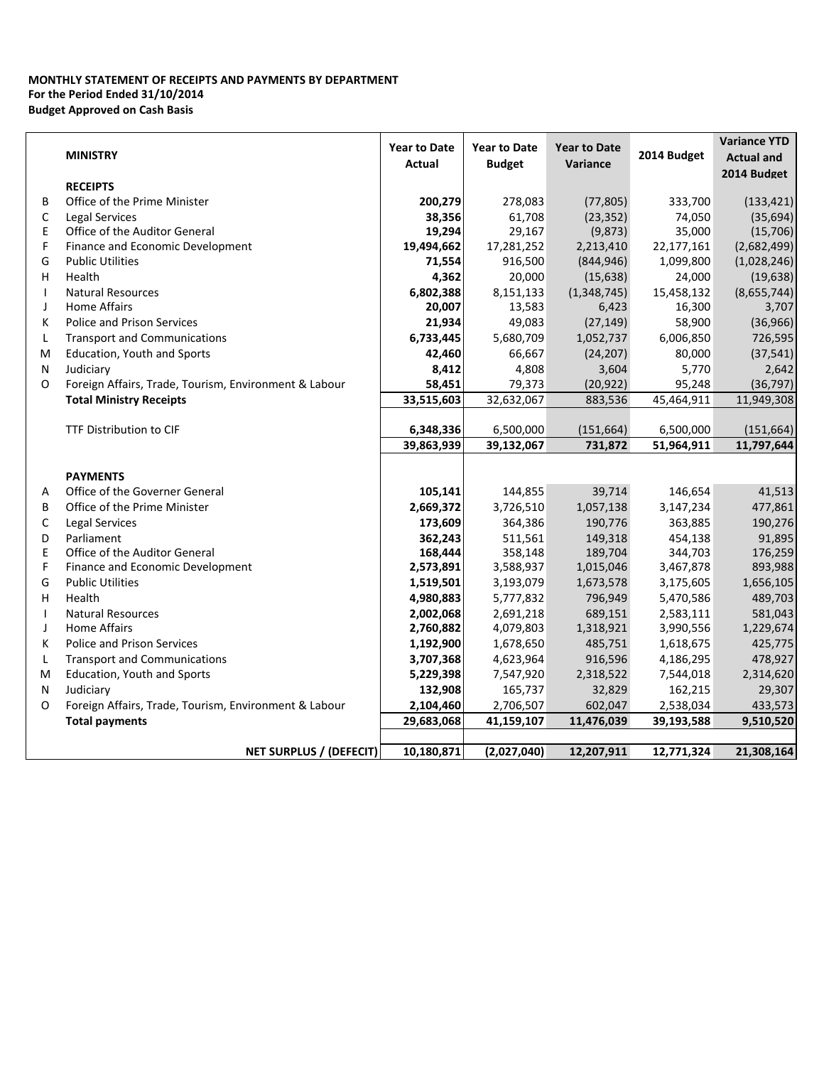**MONTHLY STATEMENT OF RECEIPTS AND PAYMENTS BY DEPARTMENT**
**For the Period Ended 31/10/2014**
**Budget Approved on Cash Basis**

| | MINISTRY | Year to Date Actual | Year to Date Budget | Year to Date Variance | 2014 Budget | Variance YTD Actual and 2014 Budget |
|---|---|---|---|---|---|---|
| | **RECEIPTS** | | | | | |
| B | Office of the Prime Minister | **200,279** | 278,083 | (77,805) | 333,700 | (133,421) |
| C | Legal Services | **38,356** | 61,708 | (23,352) | 74,050 | (35,694) |
| E | Office of the Auditor General | **19,294** | 29,167 | (9,873) | 35,000 | (15,706) |
| F | Finance and Economic Development | **19,494,662** | 17,281,252 | 2,213,410 | 22,177,161 | (2,682,499) |
| G | Public Utilities | **71,554** | 916,500 | (844,946) | 1,099,800 | (1,028,246) |
| H | Health | **4,362** | 20,000 | (15,638) | 24,000 | (19,638) |
| I | Natural Resources | **6,802,388** | 8,151,133 | (1,348,745) | 15,458,132 | (8,655,744) |
| J | Home Affairs | **20,007** | 13,583 | 6,423 | 16,300 | 3,707 |
| K | Police and Prison Services | **21,934** | 49,083 | (27,149) | 58,900 | (36,966) |
| L | Transport and Communications | **6,733,445** | 5,680,709 | 1,052,737 | 6,006,850 | 726,595 |
| M | Education, Youth and Sports | **42,460** | 66,667 | (24,207) | 80,000 | (37,541) |
| N | Judiciary | **8,412** | 4,808 | 3,604 | 5,770 | 2,642 |
| O | Foreign Affairs, Trade, Tourism, Environment & Labour | **58,451** | 79,373 | (20,922) | 95,248 | (36,797) |
| | **Total Ministry Receipts** | **33,515,603** | 32,632,067 | 883,536 | 45,464,911 | 11,949,308 |
| | | | | | | |
| | TTF Distribution to CIF | **6,348,336** | 6,500,000 | (151,664) | 6,500,000 | (151,664) |
| | | **39,863,939** | **39,132,067** | **731,872** | **51,964,911** | **11,797,644** |
| | | | | | | |
| | **PAYMENTS** | | | | | |
| A | Office of the Governer General | **105,141** | 144,855 | 39,714 | 146,654 | 41,513 |
| B | Office of the Prime Minister | **2,669,372** | 3,726,510 | 1,057,138 | 3,147,234 | 477,861 |
| C | Legal Services | **173,609** | 364,386 | 190,776 | 363,885 | 190,276 |
| D | Parliament | **362,243** | 511,561 | 149,318 | 454,138 | 91,895 |
| E | Office of the Auditor General | **168,444** | 358,148 | 189,704 | 344,703 | 176,259 |
| F | Finance and Economic Development | **2,573,891** | 3,588,937 | 1,015,046 | 3,467,878 | 893,988 |
| G | Public Utilities | **1,519,501** | 3,193,079 | 1,673,578 | 3,175,605 | 1,656,105 |
| H | Health | **4,980,883** | 5,777,832 | 796,949 | 5,470,586 | 489,703 |
| I | Natural Resources | **2,002,068** | 2,691,218 | 689,151 | 2,583,111 | 581,043 |
| J | Home Affairs | **2,760,882** | 4,079,803 | 1,318,921 | 3,990,556 | 1,229,674 |
| K | Police and Prison Services | **1,192,900** | 1,678,650 | 485,751 | 1,618,675 | 425,775 |
| L | Transport and Communications | **3,707,368** | 4,623,964 | 916,596 | 4,186,295 | 478,927 |
| M | Education, Youth and Sports | **5,229,398** | 7,547,920 | 2,318,522 | 7,544,018 | 2,314,620 |
| N | Judiciary | **132,908** | 165,737 | 32,829 | 162,215 | 29,307 |
| O | Foreign Affairs, Trade, Tourism, Environment & Labour | **2,104,460** | 2,706,507 | 602,047 | 2,538,034 | 433,573 |
| | **Total payments** | **29,683,068** | **41,159,107** | **11,476,039** | **39,193,588** | **9,510,520** |
| | | | | | | |
| | **NET SURPLUS / (DEFECIT)** | **10,180,871** | **(2,027,040)** | **12,207,911** | **12,771,324** | **21,308,164** |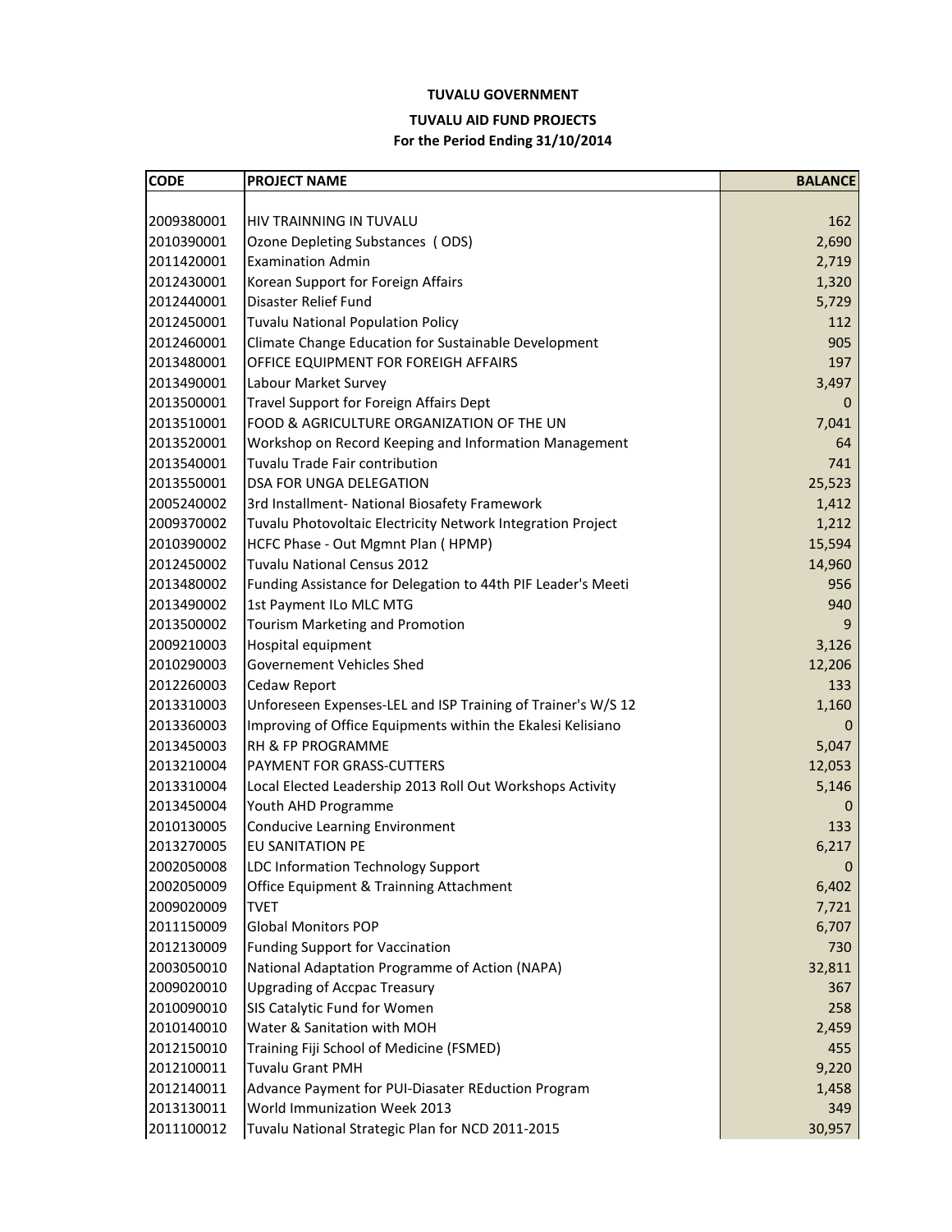**TUVALU GOVERNMENT**

**TUVALU AID FUND PROJECTS**

**For the Period Ending 31/10/2014**

| CODE | PROJECT NAME | BALANCE |
|---|---|---|
| 2009380001 | HIV TRAINNING IN TUVALU | 162 |
| 2010390001 | Ozone Depleting Substances ( ODS) | 2,690 |
| 2011420001 | Examination Admin | 2,719 |
| 2012430001 | Korean Support for Foreign Affairs | 1,320 |
| 2012440001 | Disaster Relief Fund | 5,729 |
| 2012450001 | Tuvalu National Population Policy | 112 |
| 2012460001 | Climate Change Education for Sustainable Development | 905 |
| 2013480001 | OFFICE EQUIPMENT FOR FOREIGH AFFAIRS | 197 |
| 2013490001 | Labour Market Survey | 3,497 |
| 2013500001 | Travel Support for Foreign Affairs Dept | 0 |
| 2013510001 | FOOD & AGRICULTURE ORGANIZATION OF THE UN | 7,041 |
| 2013520001 | Workshop on Record Keeping and Information Management | 64 |
| 2013540001 | Tuvalu Trade Fair contribution | 741 |
| 2013550001 | DSA FOR UNGA DELEGATION | 25,523 |
| 2005240002 | 3rd Installment- National Biosafety Framework | 1,412 |
| 2009370002 | Tuvalu Photovoltaic Electricity Network Integration Project | 1,212 |
| 2010390002 | HCFC Phase - Out Mgmnt Plan ( HPMP) | 15,594 |
| 2012450002 | Tuvalu National Census 2012 | 14,960 |
| 2013480002 | Funding Assistance for Delegation to 44th PIF Leader's Meeti | 956 |
| 2013490002 | 1st Payment ILo MLC MTG | 940 |
| 2013500002 | Tourism Marketing and Promotion | 9 |
| 2009210003 | Hospital equipment | 3,126 |
| 2010290003 | Governement Vehicles Shed | 12,206 |
| 2012260003 | Cedaw Report | 133 |
| 2013310003 | Unforeseen Expenses-LEL and ISP Training of Trainer's W/S 12 | 1,160 |
| 2013360003 | Improving of Office Equipments within the Ekalesi Kelisiano | 0 |
| 2013450003 | RH & FP PROGRAMME | 5,047 |
| 2013210004 | PAYMENT FOR GRASS-CUTTERS | 12,053 |
| 2013310004 | Local Elected Leadership 2013 Roll Out Workshops Activity | 5,146 |
| 2013450004 | Youth AHD Programme | 0 |
| 2010130005 | Conducive Learning Environment | 133 |
| 2013270005 | EU SANITATION PE | 6,217 |
| 2002050008 | LDC Information Technology Support | 0 |
| 2002050009 | Office Equipment & Trainning Attachment | 6,402 |
| 2009020009 | TVET | 7,721 |
| 2011150009 | Global Monitors POP | 6,707 |
| 2012130009 | Funding Support for Vaccination | 730 |
| 2003050010 | National Adaptation Programme of Action (NAPA) | 32,811 |
| 2009020010 | Upgrading of Accpac Treasury | 367 |
| 2010090010 | SIS Catalytic Fund for Women | 258 |
| 2010140010 | Water & Sanitation with MOH | 2,459 |
| 2012150010 | Training Fiji School of Medicine (FSMED) | 455 |
| 2012100011 | Tuvalu Grant PMH | 9,220 |
| 2012140011 | Advance Payment for PUI-Diasater REduction Program | 1,458 |
| 2013130011 | World Immunization Week 2013 | 349 |
| 2011100012 | Tuvalu National Strategic Plan for NCD 2011-2015 | 30,957 |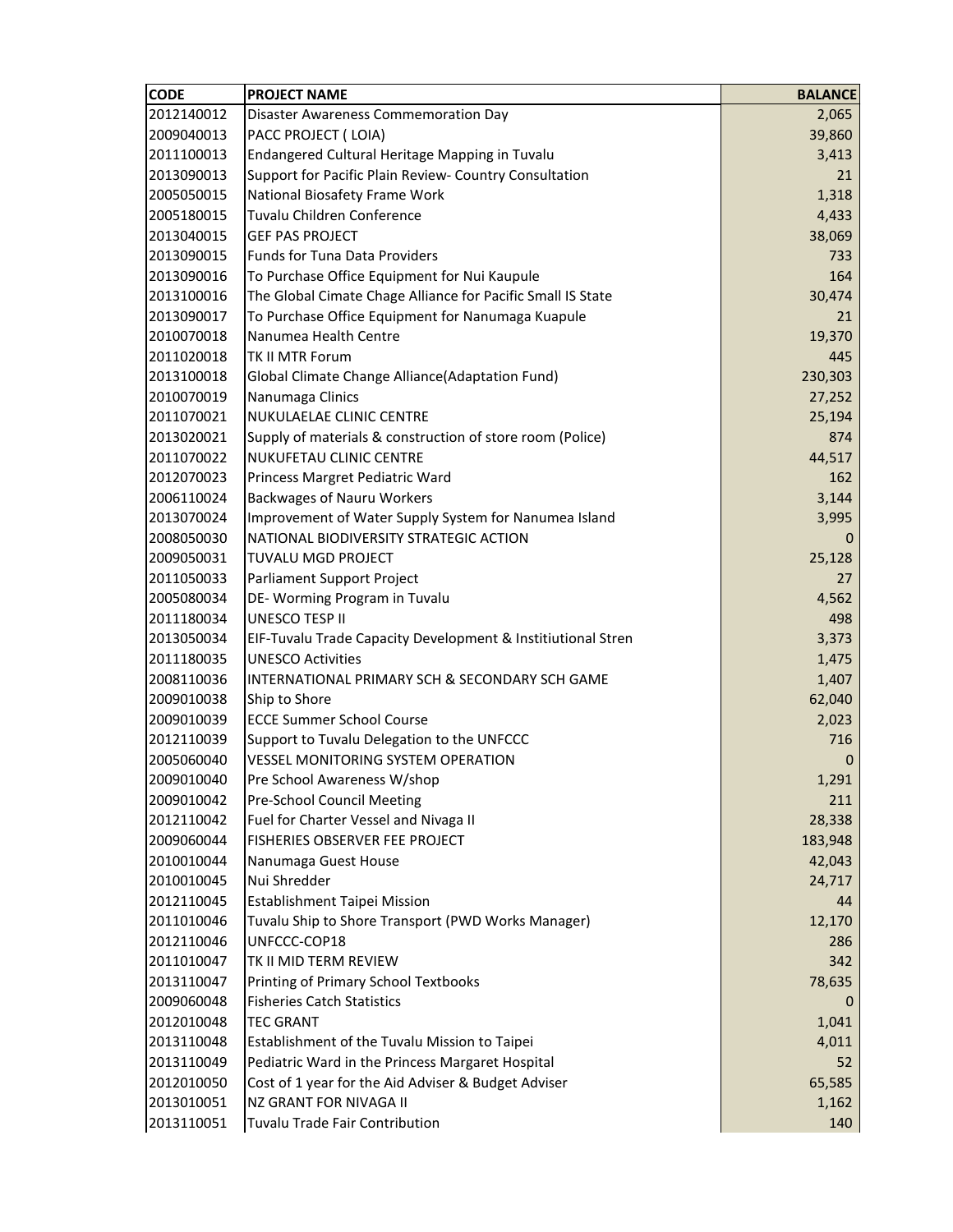| CODE | PROJECT NAME | BALANCE |
|---|---|---|
| 2012140012 | Disaster Awareness Commemoration Day | 2,065 |
| 2009040013 | PACC PROJECT ( LOIA) | 39,860 |
| 2011100013 | Endangered Cultural Heritage Mapping in Tuvalu | 3,413 |
| 2013090013 | Support for Pacific Plain Review- Country Consultation | 21 |
| 2005050015 | National Biosafety Frame Work | 1,318 |
| 2005180015 | Tuvalu Children Conference | 4,433 |
| 2013040015 | GEF PAS PROJECT | 38,069 |
| 2013090015 | Funds for Tuna Data Providers | 733 |
| 2013090016 | To Purchase Office Equipment for Nui Kaupule | 164 |
| 2013100016 | The Global Cimate Chage Alliance for Pacific Small IS State | 30,474 |
| 2013090017 | To Purchase Office Equipment for Nanumaga Kuapule | 21 |
| 2010070018 | Nanumea Health Centre | 19,370 |
| 2011020018 | TK II MTR Forum | 445 |
| 2013100018 | Global Climate Change Alliance(Adaptation Fund) | 230,303 |
| 2010070019 | Nanumaga Clinics | 27,252 |
| 2011070021 | NUKULAELAE CLINIC CENTRE | 25,194 |
| 2013020021 | Supply of materials & construction of store room (Police) | 874 |
| 2011070022 | NUKUFETAU CLINIC CENTRE | 44,517 |
| 2012070023 | Princess Margret Pediatric Ward | 162 |
| 2006110024 | Backwages of Nauru Workers | 3,144 |
| 2013070024 | Improvement of Water Supply System for Nanumea Island | 3,995 |
| 2008050030 | NATIONAL BIODIVERSITY STRATEGIC ACTION | 0 |
| 2009050031 | TUVALU MGD PROJECT | 25,128 |
| 2011050033 | Parliament Support Project | 27 |
| 2005080034 | DE- Worming Program in Tuvalu | 4,562 |
| 2011180034 | UNESCO TESP II | 498 |
| 2013050034 | EIF-Tuvalu Trade Capacity Development & Institiutional Stren | 3,373 |
| 2011180035 | UNESCO Activities | 1,475 |
| 2008110036 | INTERNATIONAL PRIMARY SCH & SECONDARY SCH GAME | 1,407 |
| 2009010038 | Ship to Shore | 62,040 |
| 2009010039 | ECCE Summer School Course | 2,023 |
| 2012110039 | Support to Tuvalu Delegation to the UNFCCC | 716 |
| 2005060040 | VESSEL MONITORING SYSTEM OPERATION | 0 |
| 2009010040 | Pre School Awareness W/shop | 1,291 |
| 2009010042 | Pre-School Council Meeting | 211 |
| 2012110042 | Fuel for Charter Vessel and Nivaga II | 28,338 |
| 2009060044 | FISHERIES OBSERVER FEE PROJECT | 183,948 |
| 2010010044 | Nanumaga Guest House | 42,043 |
| 2010010045 | Nui Shredder | 24,717 |
| 2012110045 | Establishment Taipei Mission | 44 |
| 2011010046 | Tuvalu Ship to Shore Transport (PWD Works Manager) | 12,170 |
| 2012110046 | UNFCCC-COP18 | 286 |
| 2011010047 | TK II MID TERM REVIEW | 342 |
| 2013110047 | Printing of Primary School Textbooks | 78,635 |
| 2009060048 | Fisheries Catch Statistics | 0 |
| 2012010048 | TEC GRANT | 1,041 |
| 2013110048 | Establishment of the Tuvalu Mission to Taipei | 4,011 |
| 2013110049 | Pediatric Ward in the Princess Margaret Hospital | 52 |
| 2012010050 | Cost of 1 year for the Aid Adviser & Budget Adviser | 65,585 |
| 2013010051 | NZ GRANT FOR NIVAGA II | 1,162 |
| 2013110051 | Tuvalu Trade Fair Contribution | 140 |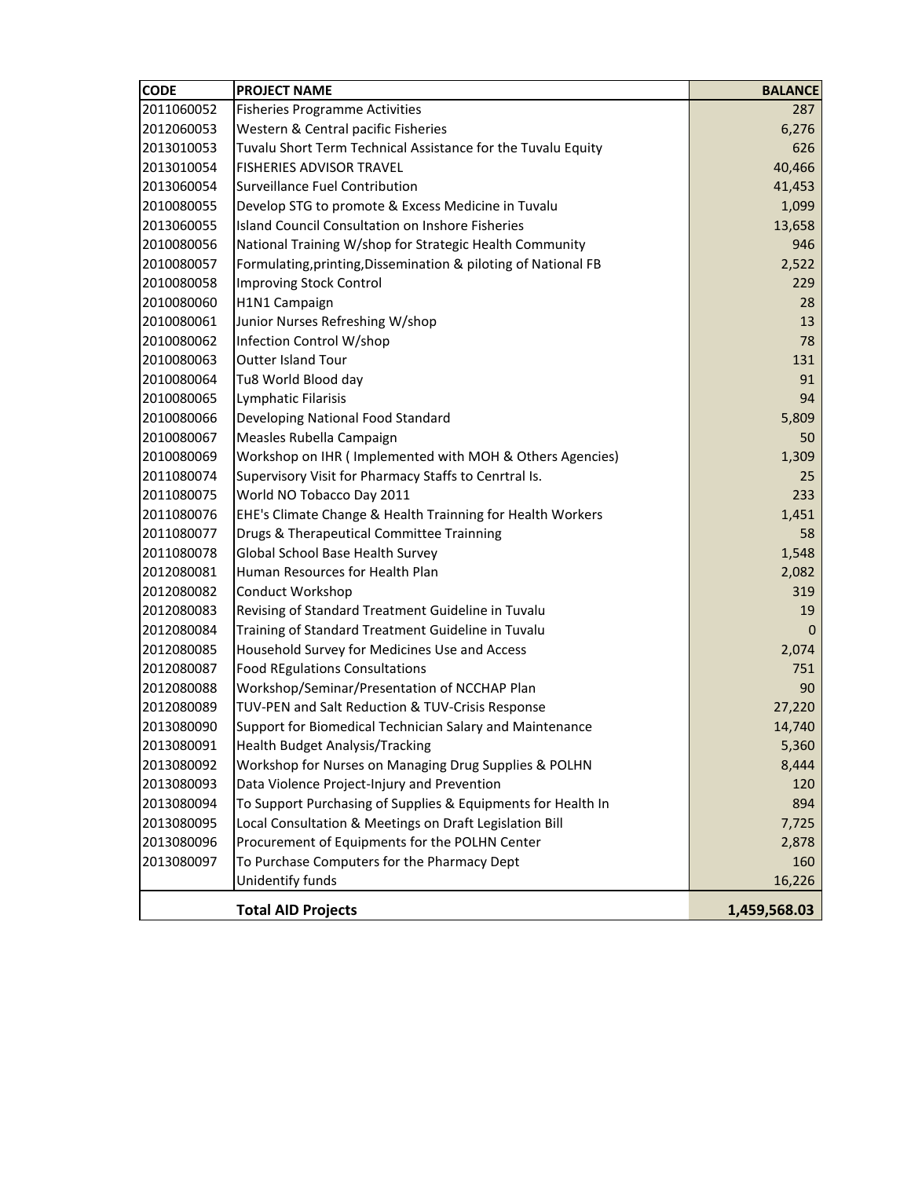| CODE | PROJECT NAME | BALANCE |
|---|---|---|
| 2011060052 | Fisheries Programme Activities | 287 |
| 2012060053 | Western & Central pacific Fisheries | 6,276 |
| 2013010053 | Tuvalu Short Term Technical Assistance for the Tuvalu Equity | 626 |
| 2013010054 | FISHERIES ADVISOR TRAVEL | 40,466 |
| 2013060054 | Surveillance Fuel Contribution | 41,453 |
| 2010080055 | Develop STG to promote & Excess Medicine in Tuvalu | 1,099 |
| 2013060055 | Island Council Consultation on Inshore Fisheries | 13,658 |
| 2010080056 | National Training W/shop for Strategic Health Community | 946 |
| 2010080057 | Formulating,printing,Dissemination & piloting of National FB | 2,522 |
| 2010080058 | Improving Stock Control | 229 |
| 2010080060 | H1N1 Campaign | 28 |
| 2010080061 | Junior Nurses Refreshing W/shop | 13 |
| 2010080062 | Infection Control W/shop | 78 |
| 2010080063 | Outter Island Tour | 131 |
| 2010080064 | Tu8 World Blood day | 91 |
| 2010080065 | Lymphatic Filarisis | 94 |
| 2010080066 | Developing National Food Standard | 5,809 |
| 2010080067 | Measles Rubella Campaign | 50 |
| 2010080069 | Workshop on IHR ( Implemented with MOH & Others Agencies) | 1,309 |
| 2011080074 | Supervisory Visit for Pharmacy Staffs to Cenrtral Is. | 25 |
| 2011080075 | World NO Tobacco Day 2011 | 233 |
| 2011080076 | EHE's Climate Change & Health Trainning for Health Workers | 1,451 |
| 2011080077 | Drugs & Therapeutical Committee Trainning | 58 |
| 2011080078 | Global School Base Health Survey | 1,548 |
| 2012080081 | Human Resources for Health Plan | 2,082 |
| 2012080082 | Conduct Workshop | 319 |
| 2012080083 | Revising of Standard Treatment Guideline in Tuvalu | 19 |
| 2012080084 | Training of Standard Treatment Guideline in Tuvalu | 0 |
| 2012080085 | Household Survey for Medicines Use and Access | 2,074 |
| 2012080087 | Food REgulations Consultations | 751 |
| 2012080088 | Workshop/Seminar/Presentation of NCCHAP Plan | 90 |
| 2012080089 | TUV-PEN and Salt Reduction & TUV-Crisis Response | 27,220 |
| 2013080090 | Support for Biomedical Technician Salary and Maintenance | 14,740 |
| 2013080091 | Health Budget Analysis/Tracking | 5,360 |
| 2013080092 | Workshop for Nurses on Managing Drug Supplies & POLHN | 8,444 |
| 2013080093 | Data Violence Project-Injury and Prevention | 120 |
| 2013080094 | To Support Purchasing of Supplies & Equipments for Health In | 894 |
| 2013080095 | Local Consultation & Meetings on Draft Legislation Bill | 7,725 |
| 2013080096 | Procurement of Equipments for the POLHN Center | 2,878 |
| 2013080097 | To Purchase Computers for the Pharmacy Dept | 160 |
| | Unidentify funds | 16,226 |
| | **Total AID Projects** | **1,459,568.03** |